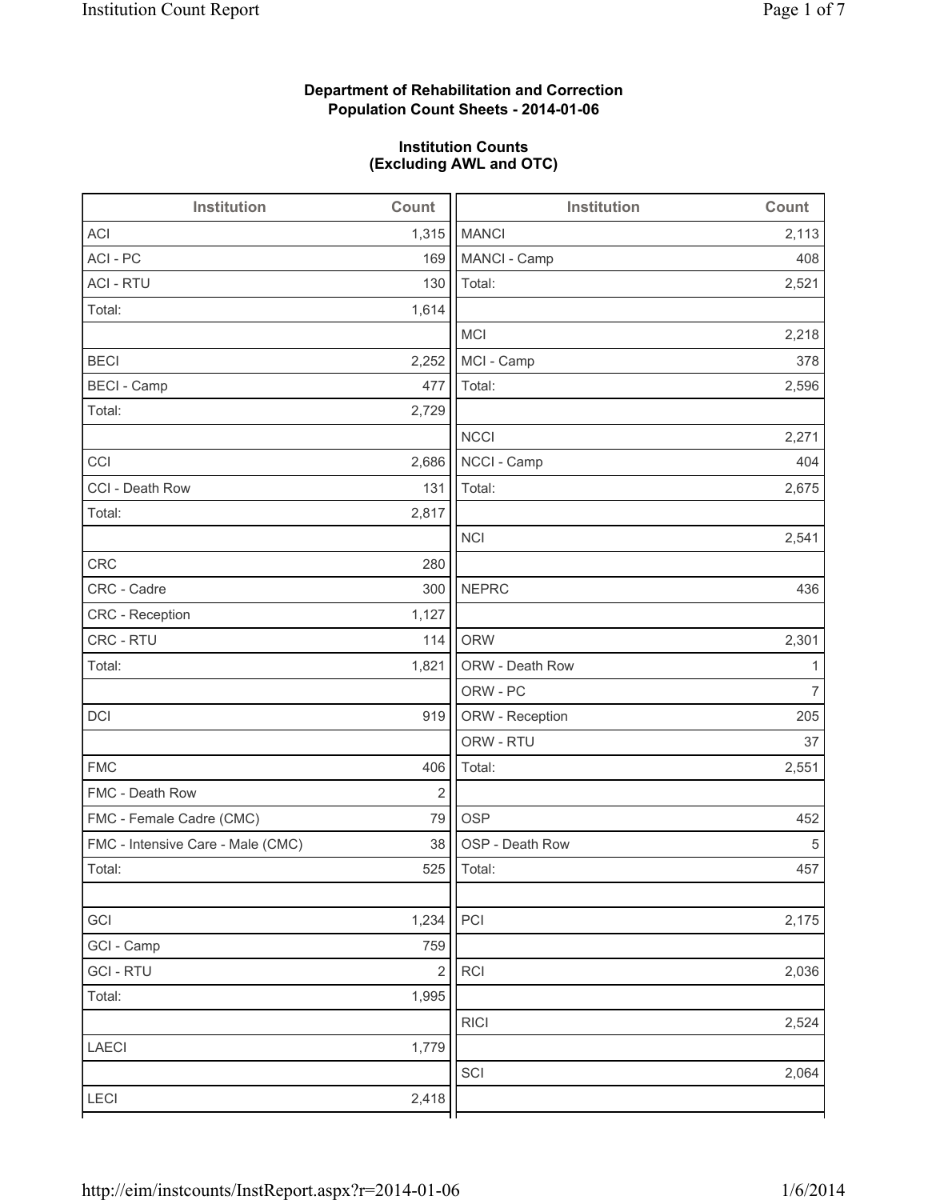**Department of Rehabilitation and Correction**
**Population Count Sheets - 2014-01-06**

**Institution Counts**
**(Excluding AWL and OTC)**

| Institution | Count | Institution | Count |
|---|---|---|---|
| ACI | 1,315 | MANCI | 2,113 |
| ACI - PC | 169 | MANCI - Camp | 408 |
| ACI - RTU | 130 | Total: | 2,521 |
| Total: | 1,614 | | |
| | | MCI | 2,218 |
| BECI | 2,252 | MCI - Camp | 378 |
| BECI - Camp | 477 | Total: | 2,596 |
| Total: | 2,729 | | |
| | | NCCI | 2,271 |
| CCI | 2,686 | NCCI - Camp | 404 |
| CCI - Death Row | 131 | Total: | 2,675 |
| Total: | 2,817 | | |
| | | NCI | 2,541 |
| CRC | 280 | | |
| CRC - Cadre | 300 | NEPRC | 436 |
| CRC - Reception | 1,127 | | |
| CRC - RTU | 114 | ORW | 2,301 |
| Total: | 1,821 | ORW - Death Row | 1 |
| | | ORW - PC | 7 |
| DCI | 919 | ORW - Reception | 205 |
| | | ORW - RTU | 37 |
| FMC | 406 | Total: | 2,551 |
| FMC - Death Row | 2 | | |
| FMC - Female Cadre (CMC) | 79 | OSP | 452 |
| FMC - Intensive Care - Male (CMC) | 38 | OSP - Death Row | 5 |
| Total: | 525 | Total: | 457 |
| | | | |
| GCI | 1,234 | PCI | 2,175 |
| GCI - Camp | 759 | | |
| GCI - RTU | 2 | RCI | 2,036 |
| Total: | 1,995 | | |
| | | RICI | 2,524 |
| LAECI | 1,779 | | |
| | | SCI | 2,064 |
| LECI | 2,418 | | |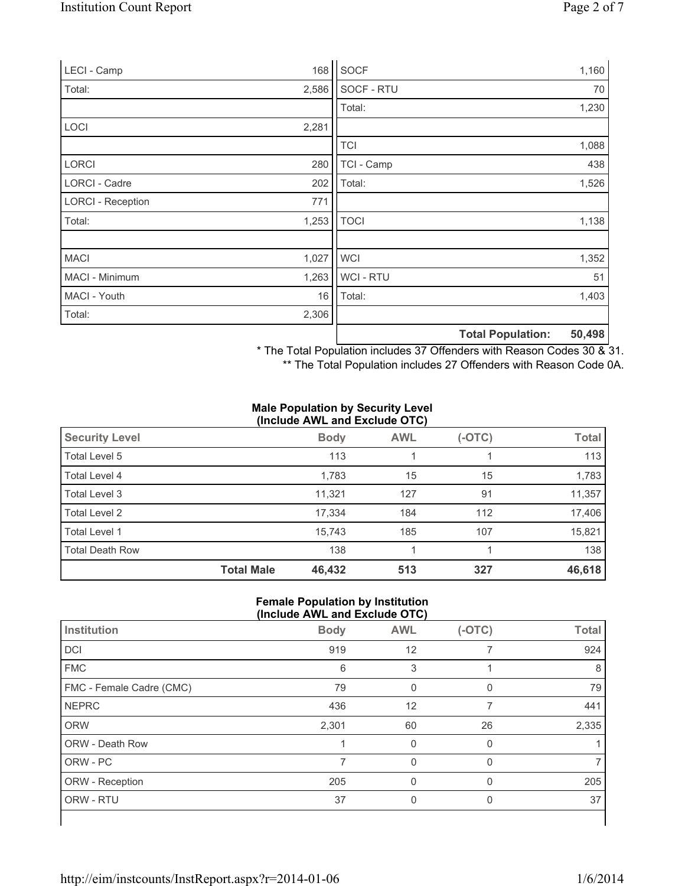| | |
|---|---|
| LECI - Camp | 168 |
| Total: | 2,586 |
| | |
| LOCI | 2,281 |
| | |
| LORCI | 280 |
| LORCI - Cadre | 202 |
| LORCI - Reception | 771 |
| Total: | 1,253 |
| | |
| MACI | 1,027 |
| MACI - Minimum | 1,263 |
| MACI - Youth | 16 |
| Total: | 2,306 |

| | |
|---|---|
| SOCF | 1,160 |
| SOCF - RTU | 70 |
| Total: | 1,230 |
| | |
| TCI | 1,088 |
| TCI - Camp | 438 |
| Total: | 1,526 |
| | |
| TOCI | 1,138 |
| | |
| WCI | 1,352 |
| WCI - RTU | 51 |
| Total: | 1,403 |
| | |
| **Total Population:** | **50,498** |

\* The Total Population includes 37 Offenders with Reason Codes 30 & 31.

\*\* The Total Population includes 27 Offenders with Reason Code 0A.

**Male Population by Security Level (Include AWL and Exclude OTC)**

| Security Level | | Body | AWL | (-OTC) | Total |
|---|---|---|---|---|---|
| Total Level 5 | | 113 | 1 | 1 | 113 |
| Total Level 4 | | 1,783 | 15 | 15 | 1,783 |
| Total Level 3 | | 11,321 | 127 | 91 | 11,357 |
| Total Level 2 | | 17,334 | 184 | 112 | 17,406 |
| Total Level 1 | | 15,743 | 185 | 107 | 15,821 |
| Total Death Row | | 138 | 1 | 1 | 138 |
| | **Total Male** | **46,432** | **513** | **327** | **46,618** |

**Female Population by Institution (Include AWL and Exclude OTC)**

| Institution | Body | AWL | (-OTC) | Total |
|---|---|---|---|---|
| DCI | 919 | 12 | 7 | 924 |
| FMC | 6 | 3 | 1 | 8 |
| FMC - Female Cadre (CMC) | 79 | 0 | 0 | 79 |
| NEPRC | 436 | 12 | 7 | 441 |
| ORW | 2,301 | 60 | 26 | 2,335 |
| ORW - Death Row | 1 | 0 | 0 | 1 |
| ORW - PC | 7 | 0 | 0 | 7 |
| ORW - Reception | 205 | 0 | 0 | 205 |
| ORW - RTU | 37 | 0 | 0 | 37 |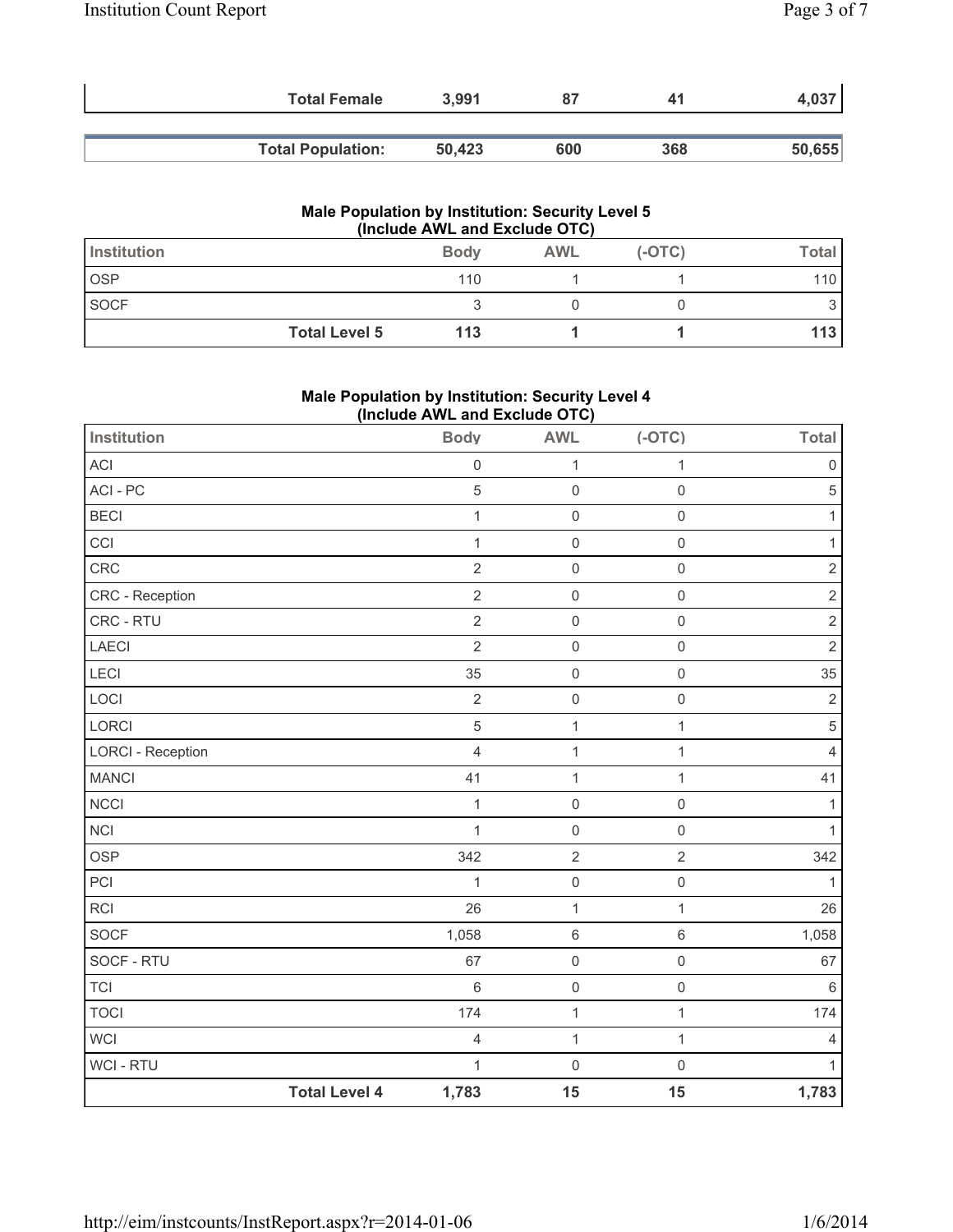| | Body | AWL | (-OTC) | Total |
|---|---|---|---|---|
| **Total Female** | **3,991** | **87** | **41** | **4,037** |

| | | | | |
|---|---|---|---|---|
| **Total Population:** | **50,423** | **600** | **368** | **50,655** |

### Male Population by Institution: Security Level 5 (Include AWL and Exclude OTC)

| Institution | Body | AWL | (-OTC) | Total |
|---|---|---|---|---|
| OSP | 110 | 1 | 1 | 110 |
| SOCF | 3 | 0 | 0 | 3 |
| **Total Level 5** | **113** | **1** | **1** | **113** |

### Male Population by Institution: Security Level 4 (Include AWL and Exclude OTC)

| Institution | Body | AWL | (-OTC) | Total |
|---|---|---|---|---|
| ACI | 0 | 1 | 1 | 0 |
| ACI - PC | 5 | 0 | 0 | 5 |
| BECI | 1 | 0 | 0 | 1 |
| CCI | 1 | 0 | 0 | 1 |
| CRC | 2 | 0 | 0 | 2 |
| CRC - Reception | 2 | 0 | 0 | 2 |
| CRC - RTU | 2 | 0 | 0 | 2 |
| LAECI | 2 | 0 | 0 | 2 |
| LECI | 35 | 0 | 0 | 35 |
| LOCI | 2 | 0 | 0 | 2 |
| LORCI | 5 | 1 | 1 | 5 |
| LORCI - Reception | 4 | 1 | 1 | 4 |
| MANCI | 41 | 1 | 1 | 41 |
| NCCI | 1 | 0 | 0 | 1 |
| NCI | 1 | 0 | 0 | 1 |
| OSP | 342 | 2 | 2 | 342 |
| PCI | 1 | 0 | 0 | 1 |
| RCI | 26 | 1 | 1 | 26 |
| SOCF | 1,058 | 6 | 6 | 1,058 |
| SOCF - RTU | 67 | 0 | 0 | 67 |
| TCI | 6 | 0 | 0 | 6 |
| TOCI | 174 | 1 | 1 | 174 |
| WCI | 4 | 1 | 1 | 4 |
| WCI - RTU | 1 | 0 | 0 | 1 |
| **Total Level 4** | **1,783** | **15** | **15** | **1,783** |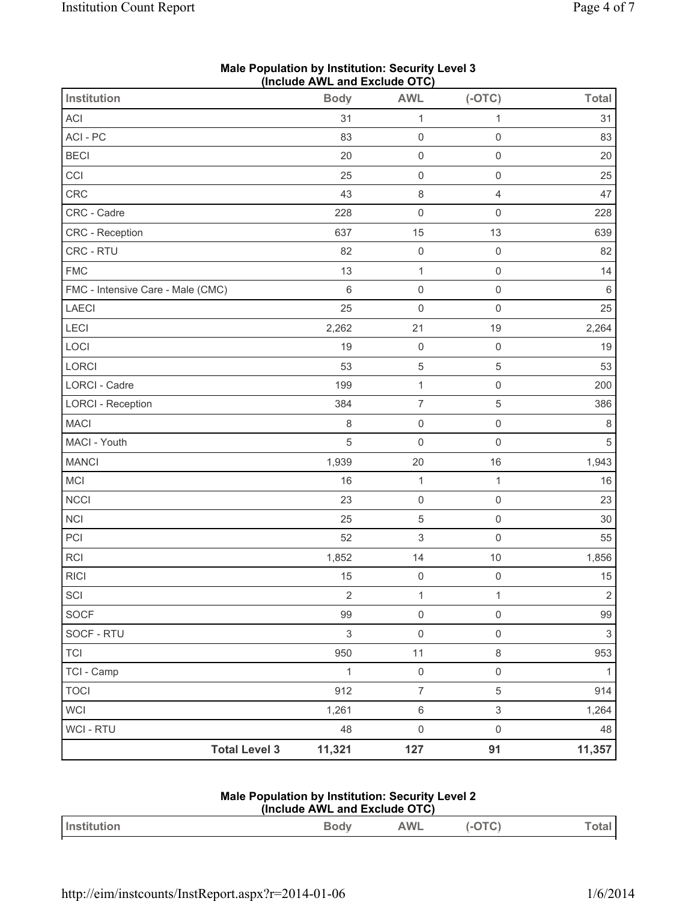## Male Population by Institution: Security Level 3
### (Include AWL and Exclude OTC)

| Institution | Body | AWL | (-OTC) | Total |
|---|---|---|---|---|
| ACI | 31 | 1 | 1 | 31 |
| ACI - PC | 83 | 0 | 0 | 83 |
| BECI | 20 | 0 | 0 | 20 |
| CCI | 25 | 0 | 0 | 25 |
| CRC | 43 | 8 | 4 | 47 |
| CRC - Cadre | 228 | 0 | 0 | 228 |
| CRC - Reception | 637 | 15 | 13 | 639 |
| CRC - RTU | 82 | 0 | 0 | 82 |
| FMC | 13 | 1 | 0 | 14 |
| FMC - Intensive Care - Male (CMC) | 6 | 0 | 0 | 6 |
| LAECI | 25 | 0 | 0 | 25 |
| LECI | 2,262 | 21 | 19 | 2,264 |
| LOCI | 19 | 0 | 0 | 19 |
| LORCI | 53 | 5 | 5 | 53 |
| LORCI - Cadre | 199 | 1 | 0 | 200 |
| LORCI - Reception | 384 | 7 | 5 | 386 |
| MACI | 8 | 0 | 0 | 8 |
| MACI - Youth | 5 | 0 | 0 | 5 |
| MANCI | 1,939 | 20 | 16 | 1,943 |
| MCI | 16 | 1 | 1 | 16 |
| NCCI | 23 | 0 | 0 | 23 |
| NCI | 25 | 5 | 0 | 30 |
| PCI | 52 | 3 | 0 | 55 |
| RCI | 1,852 | 14 | 10 | 1,856 |
| RICI | 15 | 0 | 0 | 15 |
| SCI | 2 | 1 | 1 | 2 |
| SOCF | 99 | 0 | 0 | 99 |
| SOCF - RTU | 3 | 0 | 0 | 3 |
| TCI | 950 | 11 | 8 | 953 |
| TCI - Camp | 1 | 0 | 0 | 1 |
| TOCI | 912 | 7 | 5 | 914 |
| WCI | 1,261 | 6 | 3 | 1,264 |
| WCI - RTU | 48 | 0 | 0 | 48 |
| **Total Level 3** | **11,321** | **127** | **91** | **11,357** |

## Male Population by Institution: Security Level 2
### (Include AWL and Exclude OTC)

| Institution | Body | AWL | (-OTC) | Total |
|---|---|---|---|---|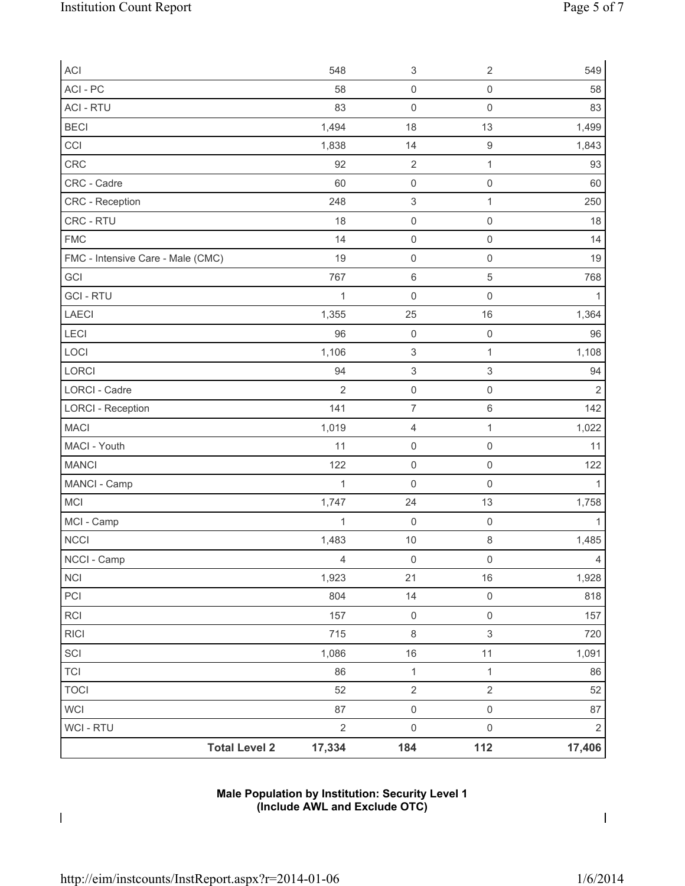| | | | | |
|---|---|---|---|---|
| ACI | 548 | 3 | 2 | 549 |
| ACI - PC | 58 | 0 | 0 | 58 |
| ACI - RTU | 83 | 0 | 0 | 83 |
| BECI | 1,494 | 18 | 13 | 1,499 |
| CCI | 1,838 | 14 | 9 | 1,843 |
| CRC | 92 | 2 | 1 | 93 |
| CRC - Cadre | 60 | 0 | 0 | 60 |
| CRC - Reception | 248 | 3 | 1 | 250 |
| CRC - RTU | 18 | 0 | 0 | 18 |
| FMC | 14 | 0 | 0 | 14 |
| FMC - Intensive Care - Male (CMC) | 19 | 0 | 0 | 19 |
| GCI | 767 | 6 | 5 | 768 |
| GCI - RTU | 1 | 0 | 0 | 1 |
| LAECI | 1,355 | 25 | 16 | 1,364 |
| LECI | 96 | 0 | 0 | 96 |
| LOCI | 1,106 | 3 | 1 | 1,108 |
| LORCI | 94 | 3 | 3 | 94 |
| LORCI - Cadre | 2 | 0 | 0 | 2 |
| LORCI - Reception | 141 | 7 | 6 | 142 |
| MACI | 1,019 | 4 | 1 | 1,022 |
| MACI - Youth | 11 | 0 | 0 | 11 |
| MANCI | 122 | 0 | 0 | 122 |
| MANCI - Camp | 1 | 0 | 0 | 1 |
| MCI | 1,747 | 24 | 13 | 1,758 |
| MCI - Camp | 1 | 0 | 0 | 1 |
| NCCI | 1,483 | 10 | 8 | 1,485 |
| NCCI - Camp | 4 | 0 | 0 | 4 |
| NCI | 1,923 | 21 | 16 | 1,928 |
| PCI | 804 | 14 | 0 | 818 |
| RCI | 157 | 0 | 0 | 157 |
| RICI | 715 | 8 | 3 | 720 |
| SCI | 1,086 | 16 | 11 | 1,091 |
| TCI | 86 | 1 | 1 | 86 |
| TOCI | 52 | 2 | 2 | 52 |
| WCI | 87 | 0 | 0 | 87 |
| WCI - RTU | 2 | 0 | 0 | 2 |
| **Total Level 2** | **17,334** | **184** | **112** | **17,406** |

**Male Population by Institution: Security Level 1 (Include AWL and Exclude OTC)**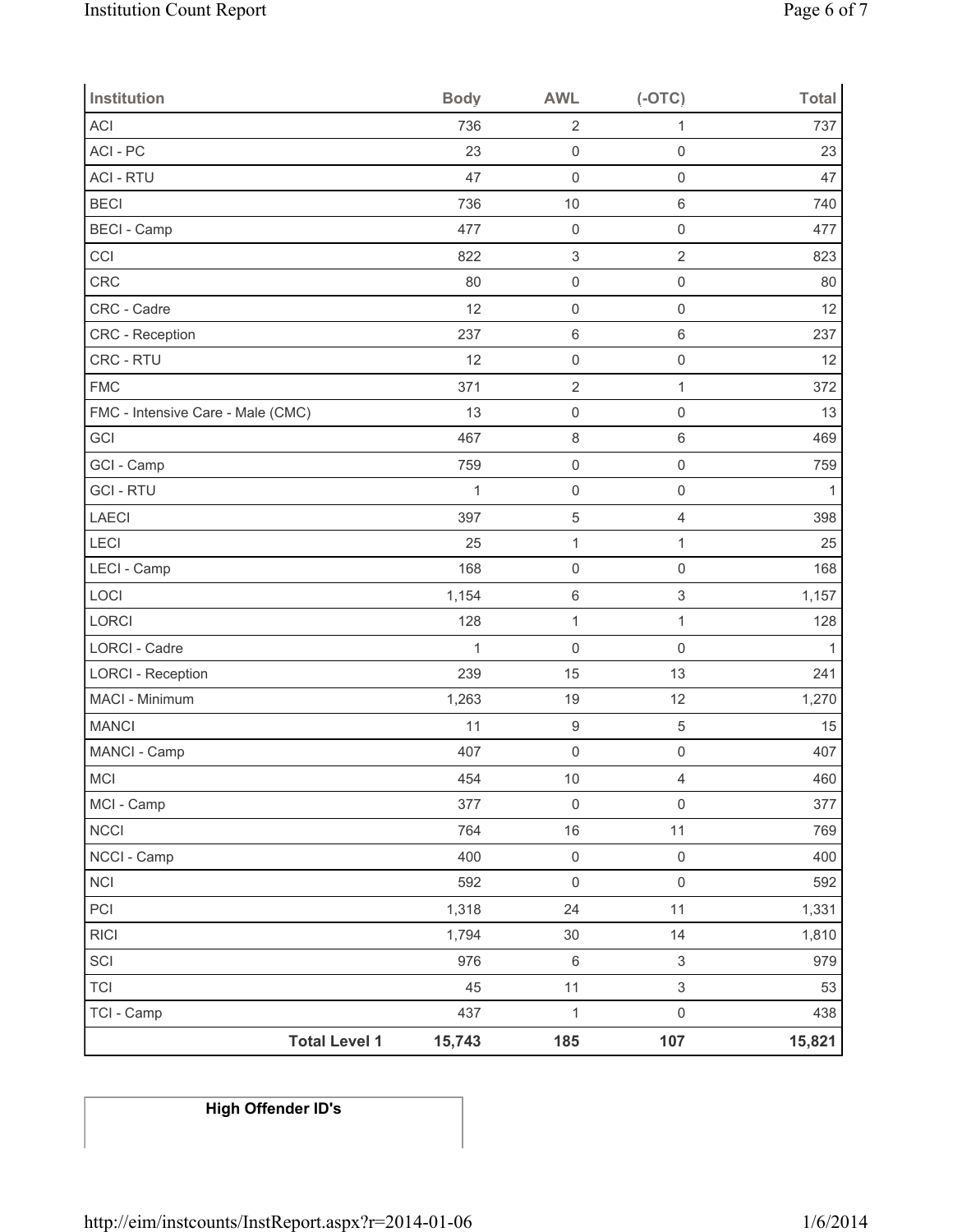| Institution | Body | AWL | (-OTC) | Total |
|---|---|---|---|---|
| ACI | 736 | 2 | 1 | 737 |
| ACI - PC | 23 | 0 | 0 | 23 |
| ACI - RTU | 47 | 0 | 0 | 47 |
| BECI | 736 | 10 | 6 | 740 |
| BECI - Camp | 477 | 0 | 0 | 477 |
| CCI | 822 | 3 | 2 | 823 |
| CRC | 80 | 0 | 0 | 80 |
| CRC - Cadre | 12 | 0 | 0 | 12 |
| CRC - Reception | 237 | 6 | 6 | 237 |
| CRC - RTU | 12 | 0 | 0 | 12 |
| FMC | 371 | 2 | 1 | 372 |
| FMC - Intensive Care - Male (CMC) | 13 | 0 | 0 | 13 |
| GCI | 467 | 8 | 6 | 469 |
| GCI - Camp | 759 | 0 | 0 | 759 |
| GCI - RTU | 1 | 0 | 0 | 1 |
| LAECI | 397 | 5 | 4 | 398 |
| LECI | 25 | 1 | 1 | 25 |
| LECI - Camp | 168 | 0 | 0 | 168 |
| LOCI | 1,154 | 6 | 3 | 1,157 |
| LORCI | 128 | 1 | 1 | 128 |
| LORCI - Cadre | 1 | 0 | 0 | 1 |
| LORCI - Reception | 239 | 15 | 13 | 241 |
| MACI - Minimum | 1,263 | 19 | 12 | 1,270 |
| MANCI | 11 | 9 | 5 | 15 |
| MANCI - Camp | 407 | 0 | 0 | 407 |
| MCI | 454 | 10 | 4 | 460 |
| MCI - Camp | 377 | 0 | 0 | 377 |
| NCCI | 764 | 16 | 11 | 769 |
| NCCI - Camp | 400 | 0 | 0 | 400 |
| NCI | 592 | 0 | 0 | 592 |
| PCI | 1,318 | 24 | 11 | 1,331 |
| RICI | 1,794 | 30 | 14 | 1,810 |
| SCI | 976 | 6 | 3 | 979 |
| TCI | 45 | 11 | 3 | 53 |
| TCI - Camp | 437 | 1 | 0 | 438 |
| **Total Level 1** | **15,743** | **185** | **107** | **15,821** |

**High Offender ID's**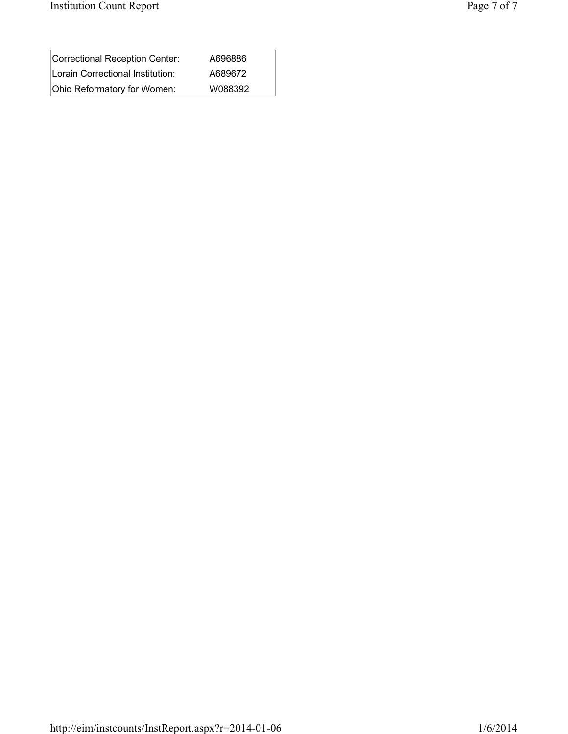| | |
|---|---|
| Correctional Reception Center: | A696886 |
| Lorain Correctional Institution: | A689672 |
| Ohio Reformatory for Women: | W088392 |